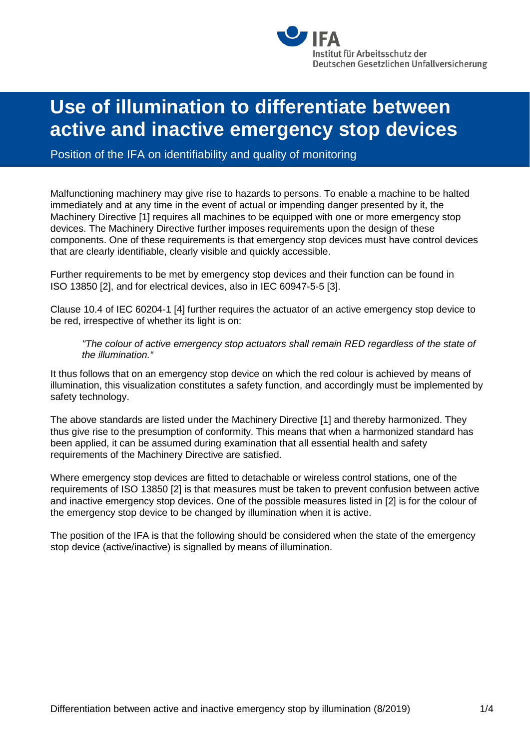IFA
Institut für Arbeitsschutz der Deutschen Gesetzlichen Unfallversicherung

# Use of illumination to differentiate between active and inactive emergency stop devices

Position of the IFA on identifiability and quality of monitoring

Malfunctioning machinery may give rise to hazards to persons. To enable a machine to be halted immediately and at any time in the event of actual or impending danger presented by it, the Machinery Directive [1] requires all machines to be equipped with one or more emergency stop devices. The Machinery Directive further imposes requirements upon the design of these components. One of these requirements is that emergency stop devices must have control devices that are clearly identifiable, clearly visible and quickly accessible.

Further requirements to be met by emergency stop devices and their function can be found in ISO 13850 [2], and for electrical devices, also in IEC 60947-5-5 [3].

Clause 10.4 of IEC 60204-1 [4] further requires the actuator of an active emergency stop device to be red, irrespective of whether its light is on:

> *"The colour of active emergency stop actuators shall remain RED regardless of the state of the illumination."*

It thus follows that on an emergency stop device on which the red colour is achieved by means of illumination, this visualization constitutes a safety function, and accordingly must be implemented by safety technology.

The above standards are listed under the Machinery Directive [1] and thereby harmonized. They thus give rise to the presumption of conformity. This means that when a harmonized standard has been applied, it can be assumed during examination that all essential health and safety requirements of the Machinery Directive are satisfied.

Where emergency stop devices are fitted to detachable or wireless control stations, one of the requirements of ISO 13850 [2] is that measures must be taken to prevent confusion between active and inactive emergency stop devices. One of the possible measures listed in [2] is for the colour of the emergency stop device to be changed by illumination when it is active.

The position of the IFA is that the following should be considered when the state of the emergency stop device (active/inactive) is signalled by means of illumination.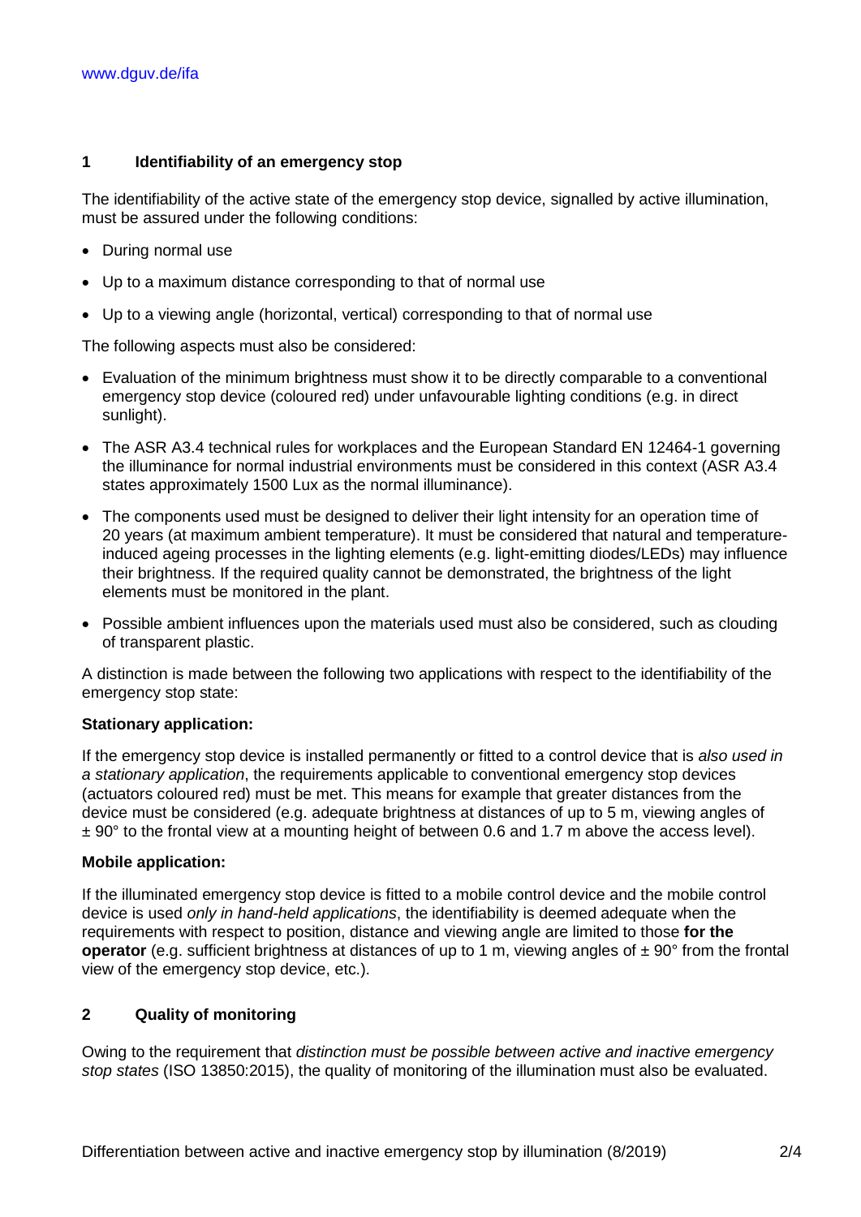## 1 Identifiability of an emergency stop

The identifiability of the active state of the emergency stop device, signalled by active illumination, must be assured under the following conditions:

- During normal use
- Up to a maximum distance corresponding to that of normal use
- Up to a viewing angle (horizontal, vertical) corresponding to that of normal use

The following aspects must also be considered:

- Evaluation of the minimum brightness must show it to be directly comparable to a conventional emergency stop device (coloured red) under unfavourable lighting conditions (e.g. in direct sunlight).
- The ASR A3.4 technical rules for workplaces and the European Standard EN 12464-1 governing the illuminance for normal industrial environments must be considered in this context (ASR A3.4 states approximately 1500 Lux as the normal illuminance).
- The components used must be designed to deliver their light intensity for an operation time of 20 years (at maximum ambient temperature). It must be considered that natural and temperature-induced ageing processes in the lighting elements (e.g. light-emitting diodes/LEDs) may influence their brightness. If the required quality cannot be demonstrated, the brightness of the light elements must be monitored in the plant.
- Possible ambient influences upon the materials used must also be considered, such as clouding of transparent plastic.

A distinction is made between the following two applications with respect to the identifiability of the emergency stop state:

**Stationary application:**

If the emergency stop device is installed permanently or fitted to a control device that is *also used in a stationary application*, the requirements applicable to conventional emergency stop devices (actuators coloured red) must be met. This means for example that greater distances from the device must be considered (e.g. adequate brightness at distances of up to 5 m, viewing angles of ± 90° to the frontal view at a mounting height of between 0.6 and 1.7 m above the access level).

**Mobile application:**

If the illuminated emergency stop device is fitted to a mobile control device and the mobile control device is used *only in hand-held applications*, the identifiability is deemed adequate when the requirements with respect to position, distance and viewing angle are limited to those **for the operator** (e.g. sufficient brightness at distances of up to 1 m, viewing angles of ± 90° from the frontal view of the emergency stop device, etc.).

## 2 Quality of monitoring

Owing to the requirement that *distinction must be possible between active and inactive emergency stop states* (ISO 13850:2015), the quality of monitoring of the illumination must also be evaluated.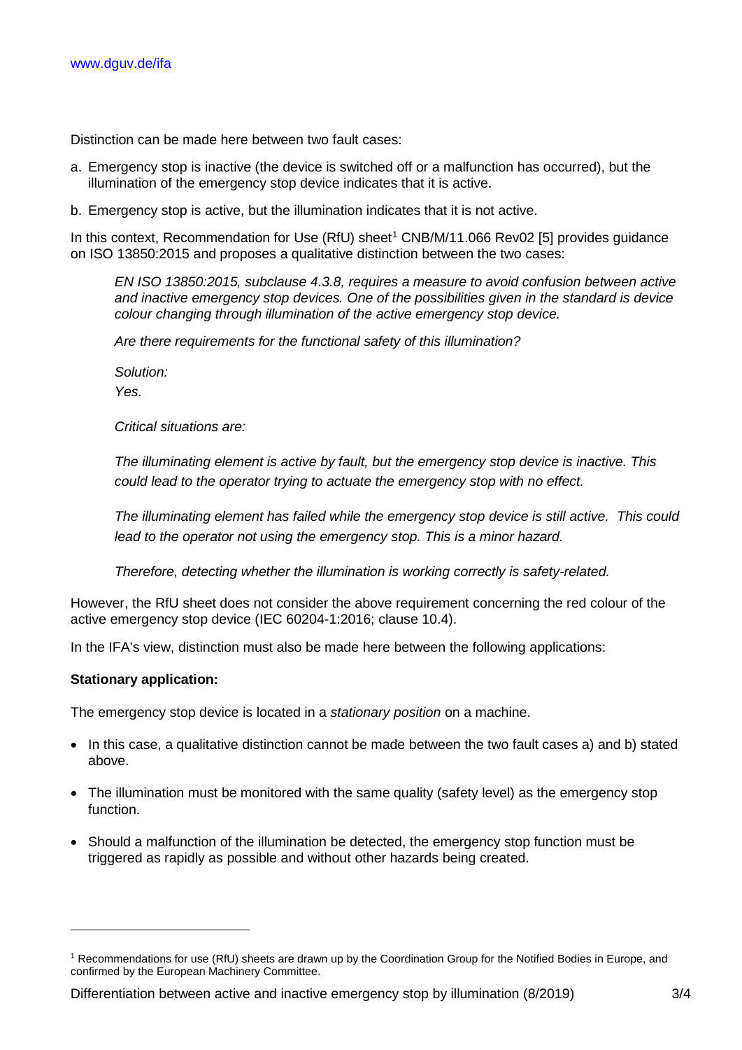Distinction can be made here between two fault cases:

a. Emergency stop is inactive (the device is switched off or a malfunction has occurred), but the illumination of the emergency stop device indicates that it is active.

b. Emergency stop is active, but the illumination indicates that it is not active.

In this context, Recommendation for Use (RfU) sheet[1] CNB/M/11.066 Rev02 [5] provides guidance on ISO 13850:2015 and proposes a qualitative distinction between the two cases:

> *EN ISO 13850:2015, subclause 4.3.8, requires a measure to avoid confusion between active and inactive emergency stop devices. One of the possibilities given in the standard is device colour changing through illumination of the active emergency stop device.*
>
> *Are there requirements for the functional safety of this illumination?*
>
> *Solution:*
> *Yes.*
>
> *Critical situations are:*
>
> *The illuminating element is active by fault, but the emergency stop device is inactive. This could lead to the operator trying to actuate the emergency stop with no effect.*
>
> *The illuminating element has failed while the emergency stop device is still active. This could lead to the operator not using the emergency stop. This is a minor hazard.*
>
> *Therefore, detecting whether the illumination is working correctly is safety-related.*

However, the RfU sheet does not consider the above requirement concerning the red colour of the active emergency stop device (IEC 60204-1:2016; clause 10.4).

In the IFA's view, distinction must also be made here between the following applications:

**Stationary application:**

The emergency stop device is located in a *stationary position* on a machine.

- In this case, a qualitative distinction cannot be made between the two fault cases a) and b) stated above.
- The illumination must be monitored with the same quality (safety level) as the emergency stop function.
- Should a malfunction of the illumination be detected, the emergency stop function must be triggered as rapidly as possible and without other hazards being created.

---

[1] Recommendations for use (RfU) sheets are drawn up by the Coordination Group for the Notified Bodies in Europe, and confirmed by the European Machinery Committee.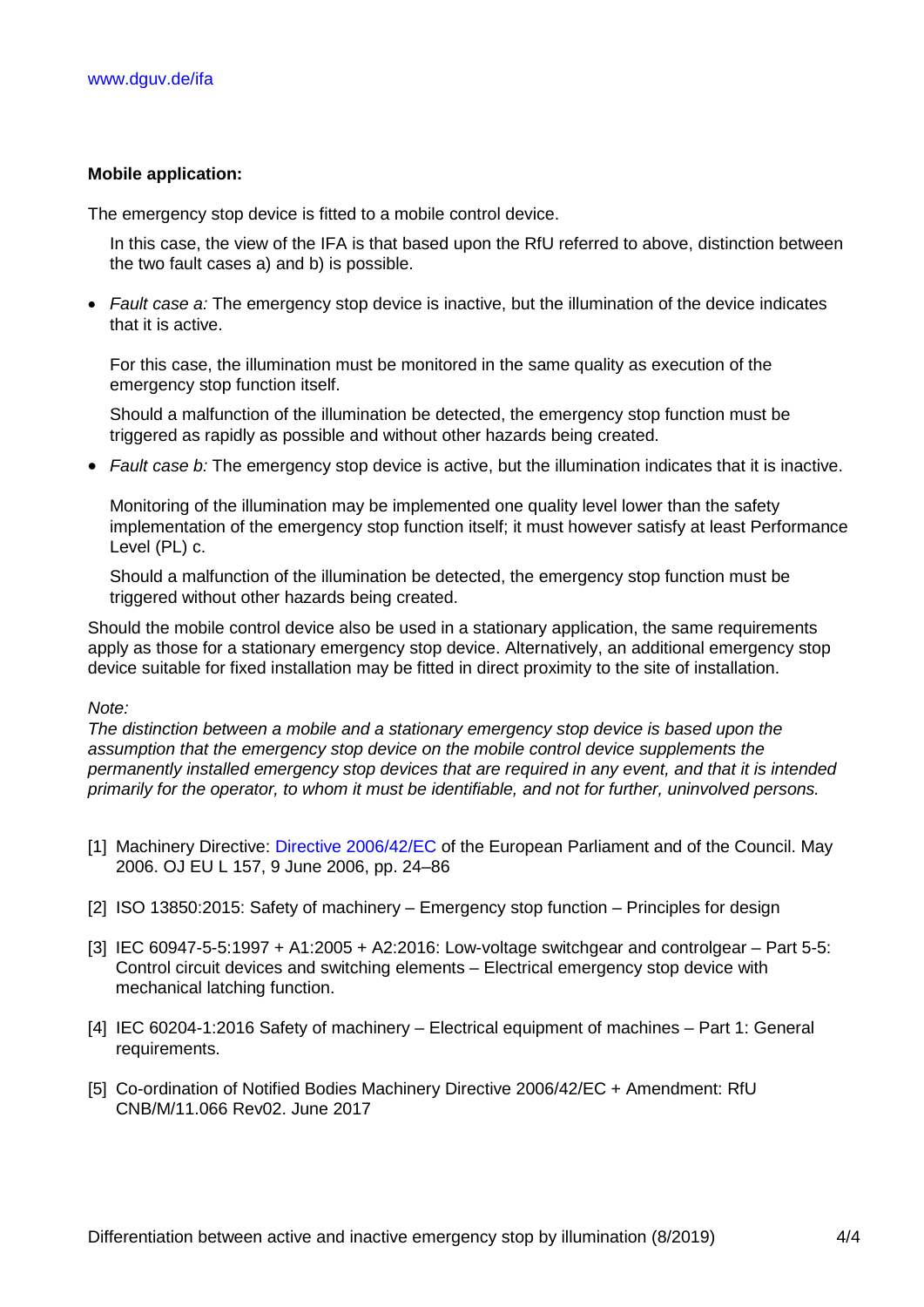**Mobile application:**

The emergency stop device is fitted to a mobile control device.

In this case, the view of the IFA is that based upon the RfU referred to above, distinction between the two fault cases a) and b) is possible.

- *Fault case a:* The emergency stop device is inactive, but the illumination of the device indicates that it is active.

  For this case, the illumination must be monitored in the same quality as execution of the emergency stop function itself.

  Should a malfunction of the illumination be detected, the emergency stop function must be triggered as rapidly as possible and without other hazards being created.

- *Fault case b:* The emergency stop device is active, but the illumination indicates that it is inactive.

  Monitoring of the illumination may be implemented one quality level lower than the safety implementation of the emergency stop function itself; it must however satisfy at least Performance Level (PL) c.

  Should a malfunction of the illumination be detected, the emergency stop function must be triggered without other hazards being created.

Should the mobile control device also be used in a stationary application, the same requirements apply as those for a stationary emergency stop device. Alternatively, an additional emergency stop device suitable for fixed installation may be fitted in direct proximity to the site of installation.

*Note:*
*The distinction between a mobile and a stationary emergency stop device is based upon the assumption that the emergency stop device on the mobile control device supplements the permanently installed emergency stop devices that are required in any event, and that it is intended primarily for the operator, to whom it must be identifiable, and not for further, uninvolved persons.*

[1] Machinery Directive: Directive 2006/42/EC of the European Parliament and of the Council. May 2006. OJ EU L 157, 9 June 2006, pp. 24–86

[2] ISO 13850:2015: Safety of machinery – Emergency stop function – Principles for design

[3] IEC 60947-5-5:1997 + A1:2005 + A2:2016: Low-voltage switchgear and controlgear – Part 5-5: Control circuit devices and switching elements – Electrical emergency stop device with mechanical latching function.

[4] IEC 60204-1:2016 Safety of machinery – Electrical equipment of machines – Part 1: General requirements.

[5] Co-ordination of Notified Bodies Machinery Directive 2006/42/EC + Amendment: RfU CNB/M/11.066 Rev02. June 2017